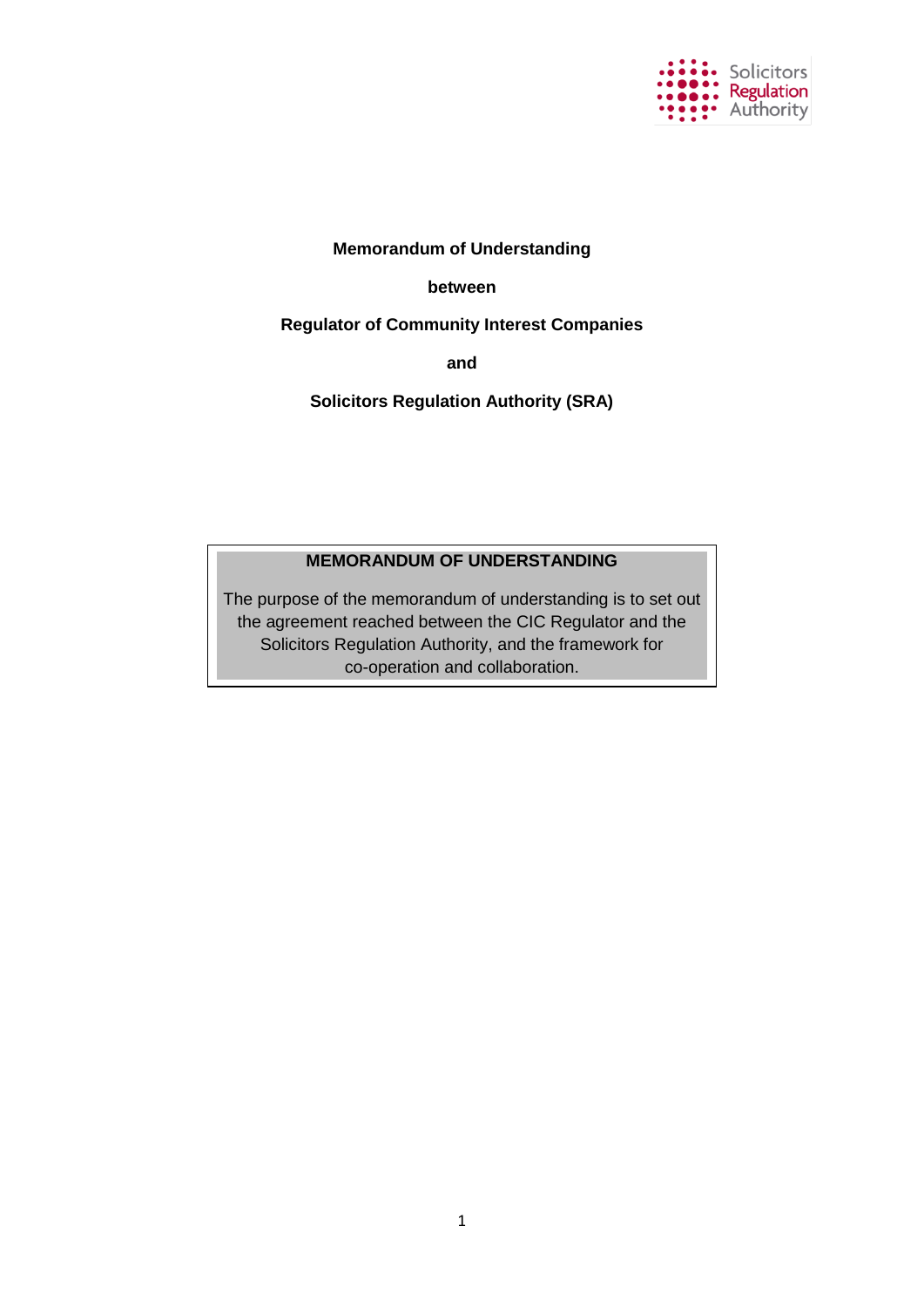**Memorandum of Understanding**

**between**

**Regulator of Community Interest Companies**

**and**

**Solicitors Regulation Authority (SRA)**

**MEMORANDUM OF UNDERSTANDING**

The purpose of the memorandum of understanding is to set out the agreement reached between the CIC Regulator and the Solicitors Regulation Authority, and the framework for co-operation and collaboration.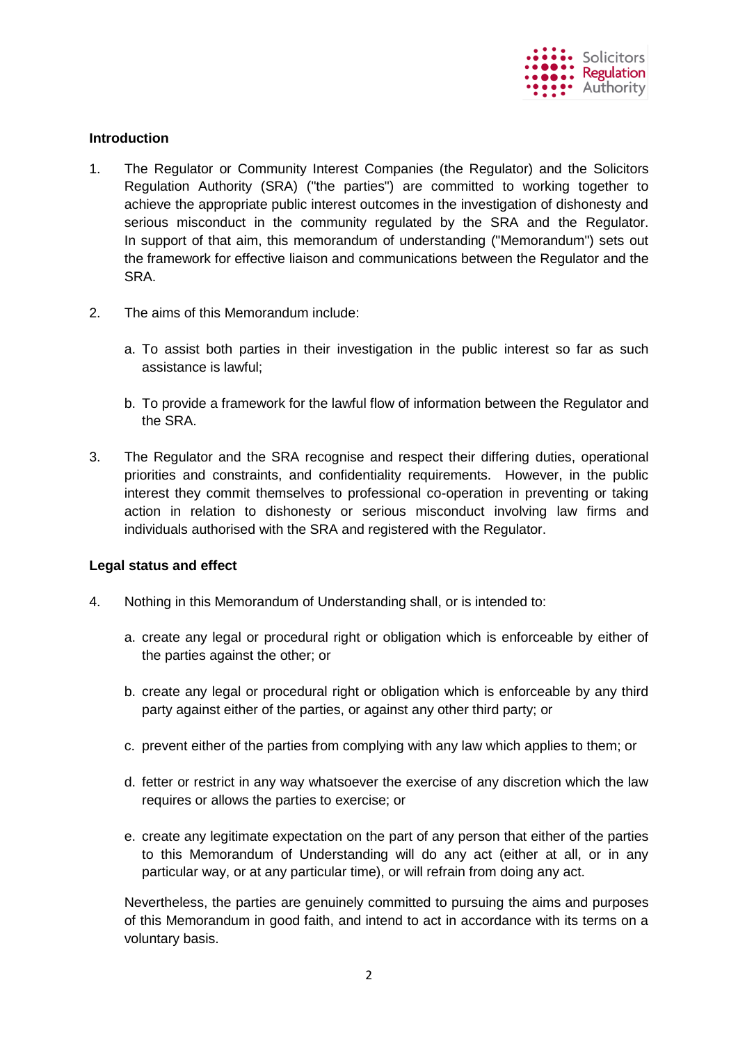## Introduction

1. The Regulator or Community Interest Companies (the Regulator) and the Solicitors Regulation Authority (SRA) ("the parties") are committed to working together to achieve the appropriate public interest outcomes in the investigation of dishonesty and serious misconduct in the community regulated by the SRA and the Regulator. In support of that aim, this memorandum of understanding ("Memorandum") sets out the framework for effective liaison and communications between the Regulator and the SRA.

2. The aims of this Memorandum include:

   a. To assist both parties in their investigation in the public interest so far as such assistance is lawful;

   b. To provide a framework for the lawful flow of information between the Regulator and the SRA.

3. The Regulator and the SRA recognise and respect their differing duties, operational priorities and constraints, and confidentiality requirements. However, in the public interest they commit themselves to professional co-operation in preventing or taking action in relation to dishonesty or serious misconduct involving law firms and individuals authorised with the SRA and registered with the Regulator.

## Legal status and effect

4. Nothing in this Memorandum of Understanding shall, or is intended to:

   a. create any legal or procedural right or obligation which is enforceable by either of the parties against the other; or

   b. create any legal or procedural right or obligation which is enforceable by any third party against either of the parties, or against any other third party; or

   c. prevent either of the parties from complying with any law which applies to them; or

   d. fetter or restrict in any way whatsoever the exercise of any discretion which the law requires or allows the parties to exercise; or

   e. create any legitimate expectation on the part of any person that either of the parties to this Memorandum of Understanding will do any act (either at all, or in any particular way, or at any particular time), or will refrain from doing any act.

   Nevertheless, the parties are genuinely committed to pursuing the aims and purposes of this Memorandum in good faith, and intend to act in accordance with its terms on a voluntary basis.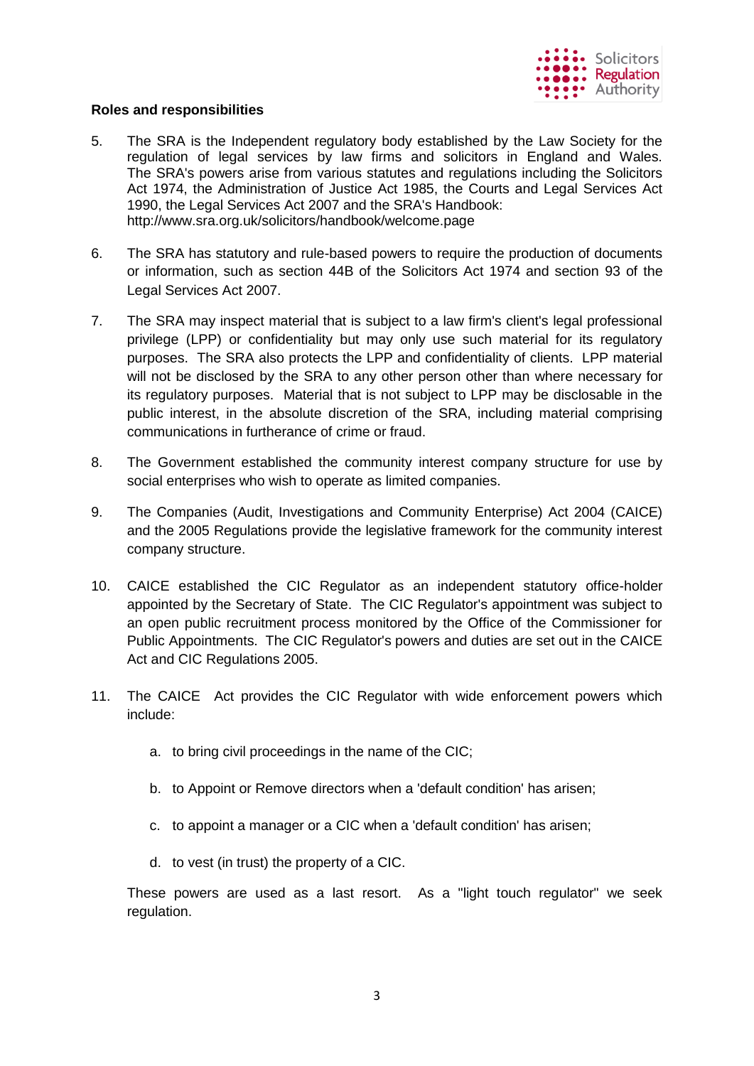**Roles and responsibilities**

5. The SRA is the Independent regulatory body established by the Law Society for the regulation of legal services by law firms and solicitors in England and Wales. The SRA's powers arise from various statutes and regulations including the Solicitors Act 1974, the Administration of Justice Act 1985, the Courts and Legal Services Act 1990, the Legal Services Act 2007 and the SRA's Handbook: http://www.sra.org.uk/solicitors/handbook/welcome.page

6. The SRA has statutory and rule-based powers to require the production of documents or information, such as section 44B of the Solicitors Act 1974 and section 93 of the Legal Services Act 2007.

7. The SRA may inspect material that is subject to a law firm's client's legal professional privilege (LPP) or confidentiality but may only use such material for its regulatory purposes. The SRA also protects the LPP and confidentiality of clients. LPP material will not be disclosed by the SRA to any other person other than where necessary for its regulatory purposes. Material that is not subject to LPP may be disclosable in the public interest, in the absolute discretion of the SRA, including material comprising communications in furtherance of crime or fraud.

8. The Government established the community interest company structure for use by social enterprises who wish to operate as limited companies.

9. The Companies (Audit, Investigations and Community Enterprise) Act 2004 (CAICE) and the 2005 Regulations provide the legislative framework for the community interest company structure.

10. CAICE established the CIC Regulator as an independent statutory office-holder appointed by the Secretary of State. The CIC Regulator's appointment was subject to an open public recruitment process monitored by the Office of the Commissioner for Public Appointments. The CIC Regulator's powers and duties are set out in the CAICE Act and CIC Regulations 2005.

11. The CAICE Act provides the CIC Regulator with wide enforcement powers which include:

    a. to bring civil proceedings in the name of the CIC;

    b. to Appoint or Remove directors when a 'default condition' has arisen;

    c. to appoint a manager or a CIC when a 'default condition' has arisen;

    d. to vest (in trust) the property of a CIC.

    These powers are used as a last resort. As a "light touch regulator" we seek regulation.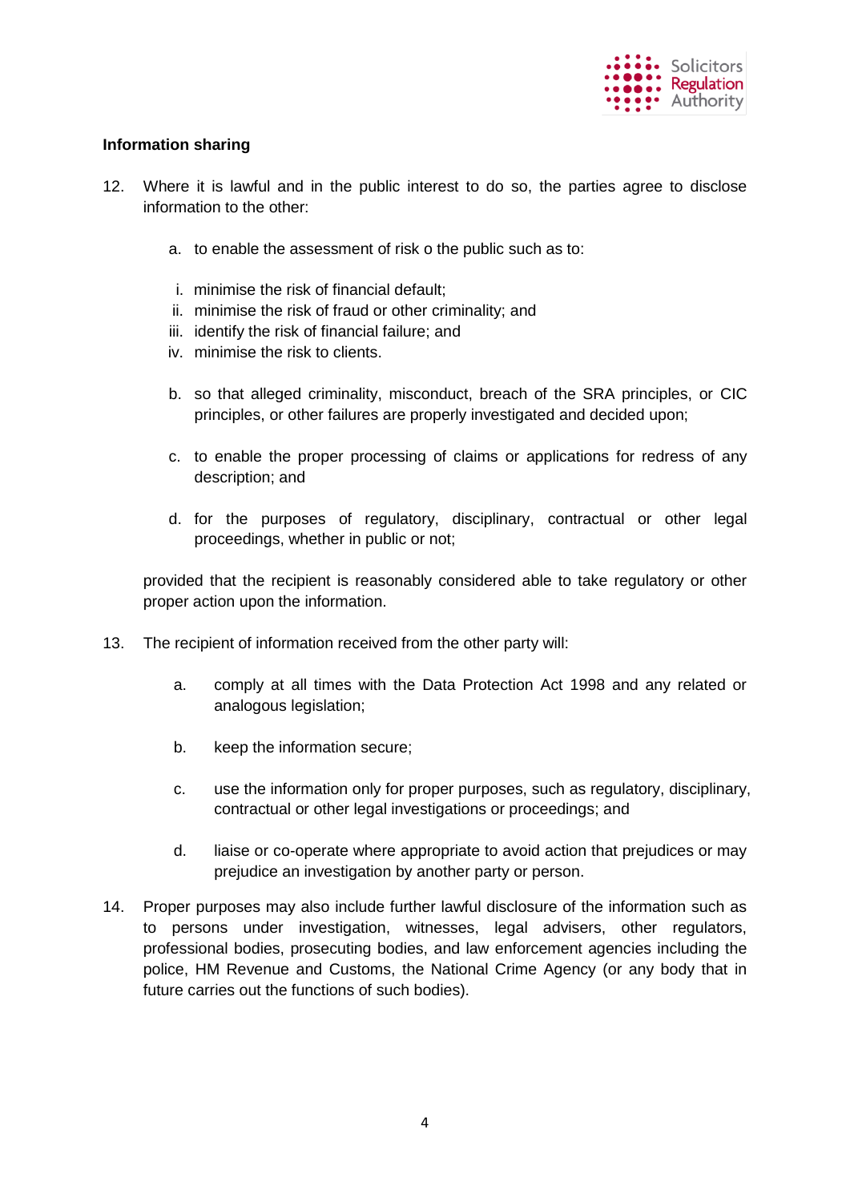**Information sharing**

12. Where it is lawful and in the public interest to do so, the parties agree to disclose information to the other:

    a. to enable the assessment of risk o the public such as to:

       i. minimise the risk of financial default;
       ii. minimise the risk of fraud or other criminality; and
       iii. identify the risk of financial failure; and
       iv. minimise the risk to clients.

    b. so that alleged criminality, misconduct, breach of the SRA principles, or CIC principles, or other failures are properly investigated and decided upon;

    c. to enable the proper processing of claims or applications for redress of any description; and

    d. for the purposes of regulatory, disciplinary, contractual or other legal proceedings, whether in public or not;

    provided that the recipient is reasonably considered able to take regulatory or other proper action upon the information.

13. The recipient of information received from the other party will:

    a. comply at all times with the Data Protection Act 1998 and any related or analogous legislation;

    b. keep the information secure;

    c. use the information only for proper purposes, such as regulatory, disciplinary, contractual or other legal investigations or proceedings; and

    d. liaise or co-operate where appropriate to avoid action that prejudices or may prejudice an investigation by another party or person.

14. Proper purposes may also include further lawful disclosure of the information such as to persons under investigation, witnesses, legal advisers, other regulators, professional bodies, prosecuting bodies, and law enforcement agencies including the police, HM Revenue and Customs, the National Crime Agency (or any body that in future carries out the functions of such bodies).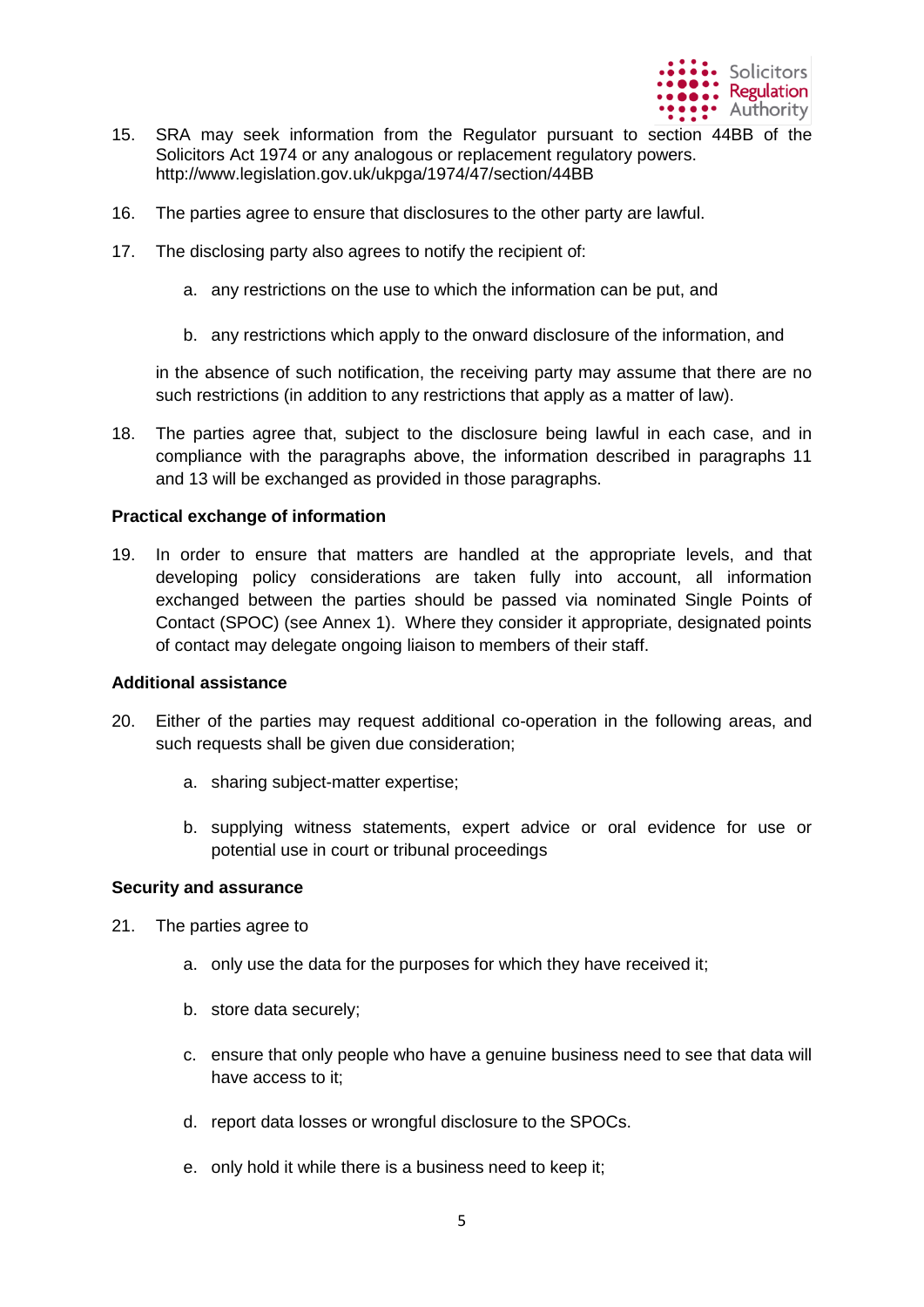15. SRA may seek information from the Regulator pursuant to section 44BB of the Solicitors Act 1974 or any analogous or replacement regulatory powers. http://www.legislation.gov.uk/ukpga/1974/47/section/44BB

16. The parties agree to ensure that disclosures to the other party are lawful.

17. The disclosing party also agrees to notify the recipient of:

    a. any restrictions on the use to which the information can be put, and

    b. any restrictions which apply to the onward disclosure of the information, and

    in the absence of such notification, the receiving party may assume that there are no such restrictions (in addition to any restrictions that apply as a matter of law).

18. The parties agree that, subject to the disclosure being lawful in each case, and in compliance with the paragraphs above, the information described in paragraphs 11 and 13 will be exchanged as provided in those paragraphs.

**Practical exchange of information**

19. In order to ensure that matters are handled at the appropriate levels, and that developing policy considerations are taken fully into account, all information exchanged between the parties should be passed via nominated Single Points of Contact (SPOC) (see Annex 1). Where they consider it appropriate, designated points of contact may delegate ongoing liaison to members of their staff.

**Additional assistance**

20. Either of the parties may request additional co-operation in the following areas, and such requests shall be given due consideration;

    a. sharing subject-matter expertise;

    b. supplying witness statements, expert advice or oral evidence for use or potential use in court or tribunal proceedings

**Security and assurance**

21. The parties agree to

    a. only use the data for the purposes for which they have received it;

    b. store data securely;

    c. ensure that only people who have a genuine business need to see that data will have access to it;

    d. report data losses or wrongful disclosure to the SPOCs.

    e. only hold it while there is a business need to keep it;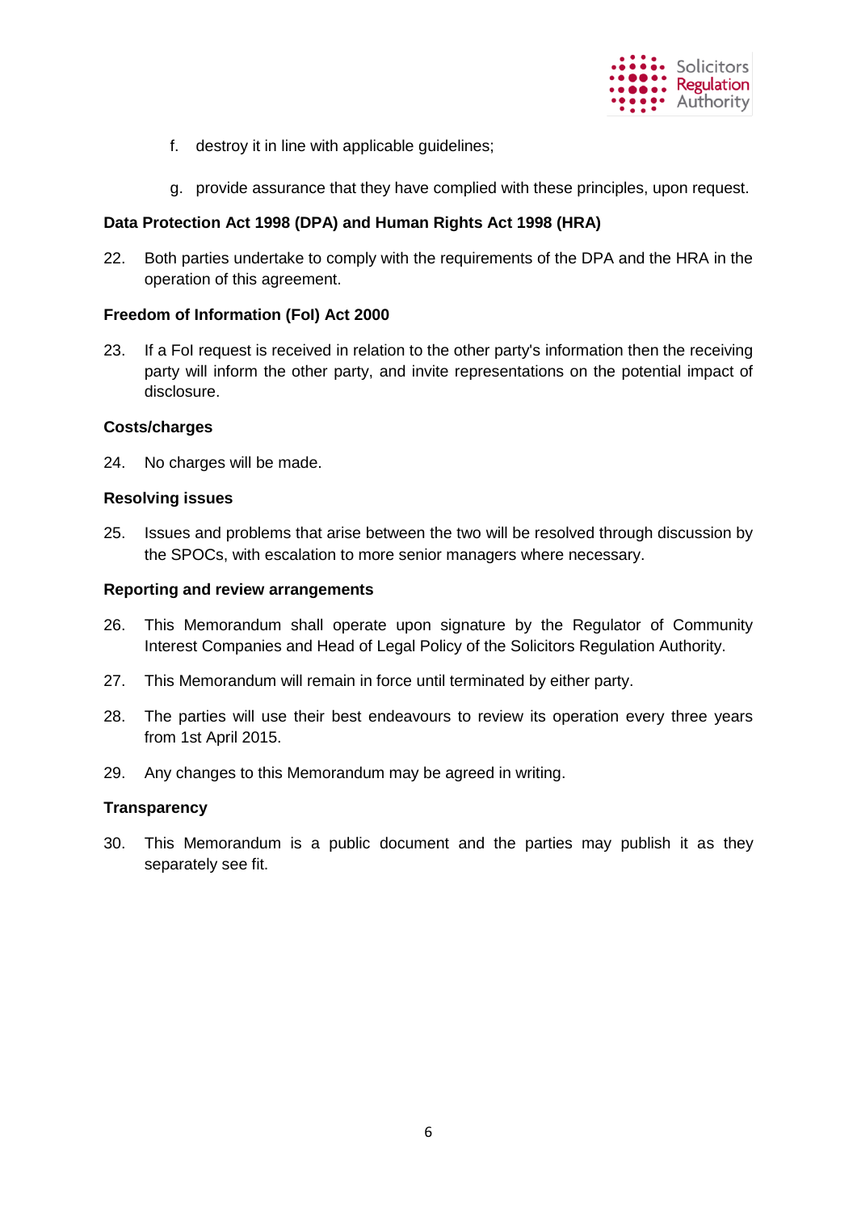f. destroy it in line with applicable guidelines;

g. provide assurance that they have complied with these principles, upon request.

**Data Protection Act 1998 (DPA) and Human Rights Act 1998 (HRA)**

22. Both parties undertake to comply with the requirements of the DPA and the HRA in the operation of this agreement.

**Freedom of Information (FoI) Act 2000**

23. If a FoI request is received in relation to the other party's information then the receiving party will inform the other party, and invite representations on the potential impact of disclosure.

**Costs/charges**

24. No charges will be made.

**Resolving issues**

25. Issues and problems that arise between the two will be resolved through discussion by the SPOCs, with escalation to more senior managers where necessary.

**Reporting and review arrangements**

26. This Memorandum shall operate upon signature by the Regulator of Community Interest Companies and Head of Legal Policy of the Solicitors Regulation Authority.

27. This Memorandum will remain in force until terminated by either party.

28. The parties will use their best endeavours to review its operation every three years from 1st April 2015.

29. Any changes to this Memorandum may be agreed in writing.

**Transparency**

30. This Memorandum is a public document and the parties may publish it as they separately see fit.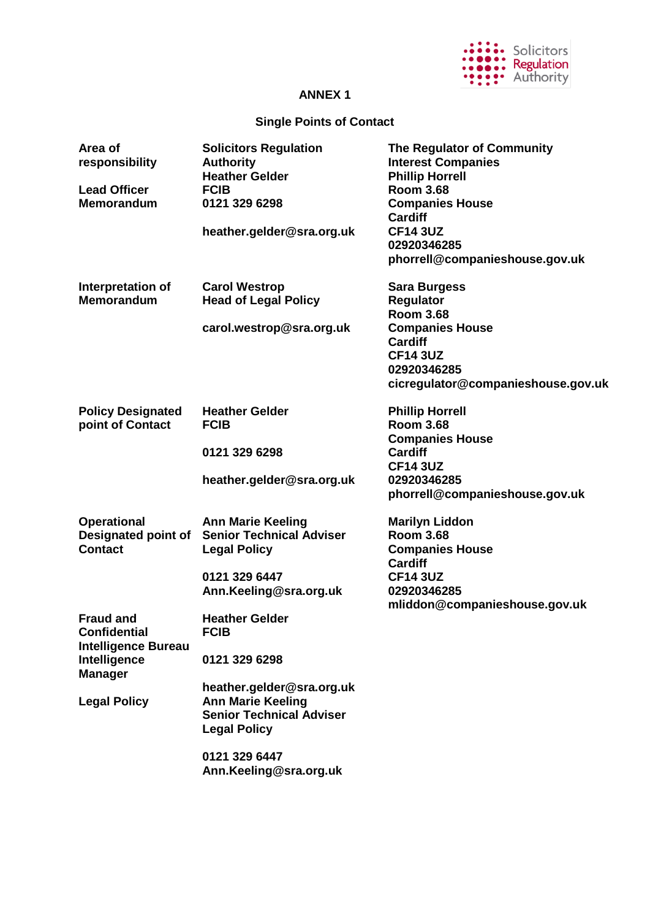## ANNEX 1

### Single Points of Contact

| Area of responsibility | Solicitors Regulation Authority | The Regulator of Community Interest Companies |
|---|---|---|
| **Lead Officer Memorandum** | **Heather Gelder**<br>**FCIB**<br>**0121 329 6298**<br><br>**heather.gelder@sra.org.uk** | **Phillip Horrell**<br>**Room 3.68**<br>**Companies House**<br>**Cardiff**<br>**CF14 3UZ**<br>**02920346285**<br>**phorrell@companieshouse.gov.uk** |
| **Interpretation of Memorandum** | **Carol Westrop**<br>**Head of Legal Policy**<br><br>**carol.westrop@sra.org.uk** | **Sara Burgess**<br>**Regulator**<br>**Room 3.68**<br>**Companies House**<br>**Cardiff**<br>**CF14 3UZ**<br>**02920346285**<br>**cicregulator@companieshouse.gov.uk** |
| **Policy Designated point of Contact** | **Heather Gelder**<br>**FCIB**<br><br>**0121 329 6298**<br><br>**heather.gelder@sra.org.uk** | **Phillip Horrell**<br>**Room 3.68**<br>**Companies House**<br>**Cardiff**<br>**CF14 3UZ**<br>**02920346285**<br>**phorrell@companieshouse.gov.uk** |
| **Operational Designated point of Contact** | **Ann Marie Keeling**<br>**Senior Technical Adviser**<br>**Legal Policy**<br><br>**0121 329 6447**<br>**Ann.Keeling@sra.org.uk** | **Marilyn Liddon**<br>**Room 3.68**<br>**Companies House**<br>**Cardiff**<br>**CF14 3UZ**<br>**02920346285**<br>**mliddon@companieshouse.gov.uk** |
| **Fraud and Confidential Intelligence Bureau Intelligence Manager** | **Heather Gelder**<br>**FCIB**<br><br>**0121 329 6298**<br><br>**heather.gelder@sra.org.uk** | |
| **Legal Policy** | **Ann Marie Keeling**<br>**Senior Technical Adviser**<br>**Legal Policy**<br><br>**0121 329 6447**<br>**Ann.Keeling@sra.org.uk** | |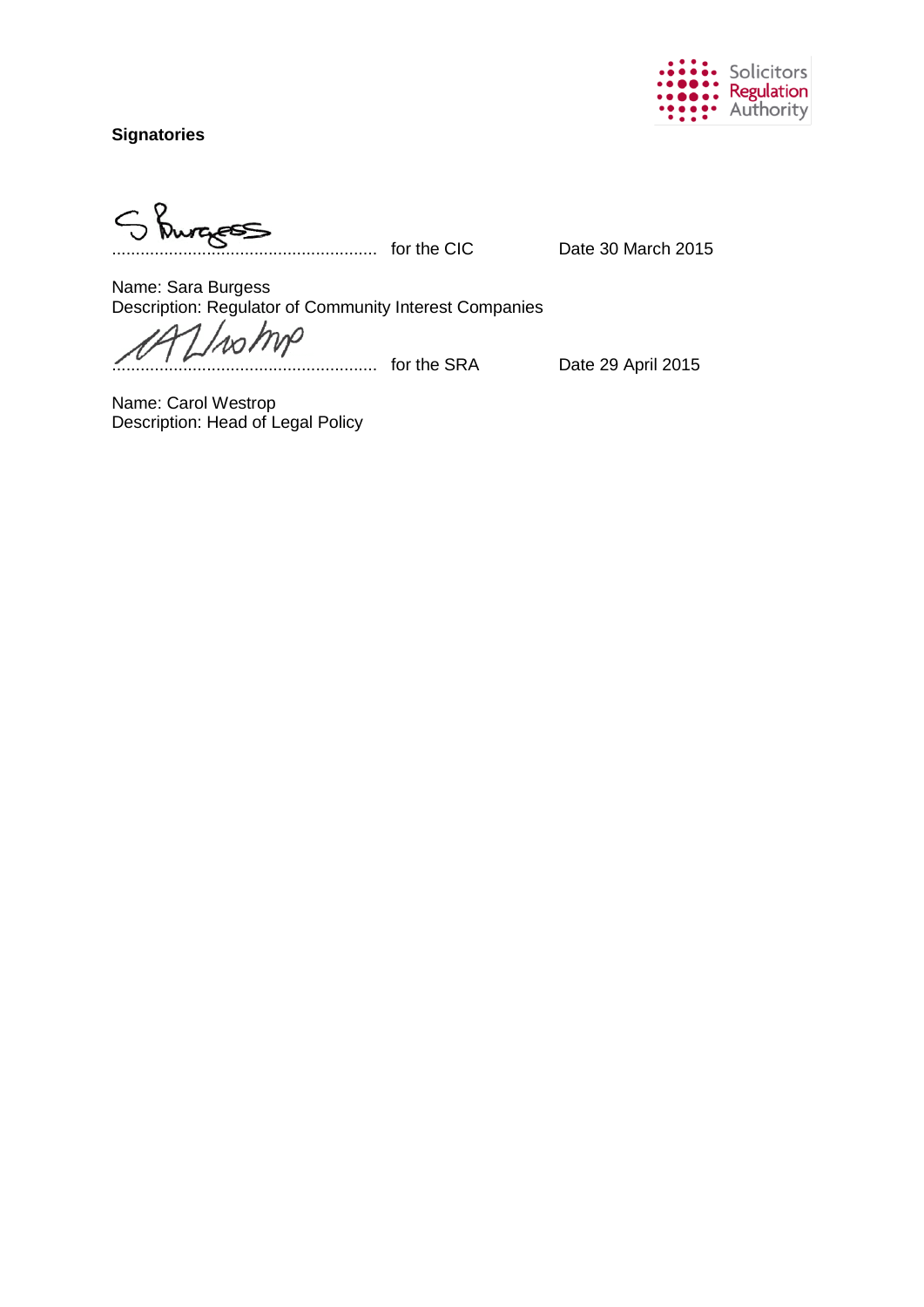**Signatories**

........................................................ for the CIC Date 30 March 2015

Name: Sara Burgess
Description: Regulator of Community Interest Companies

........................................................ for the SRA Date 29 April 2015

Name: Carol Westrop
Description: Head of Legal Policy